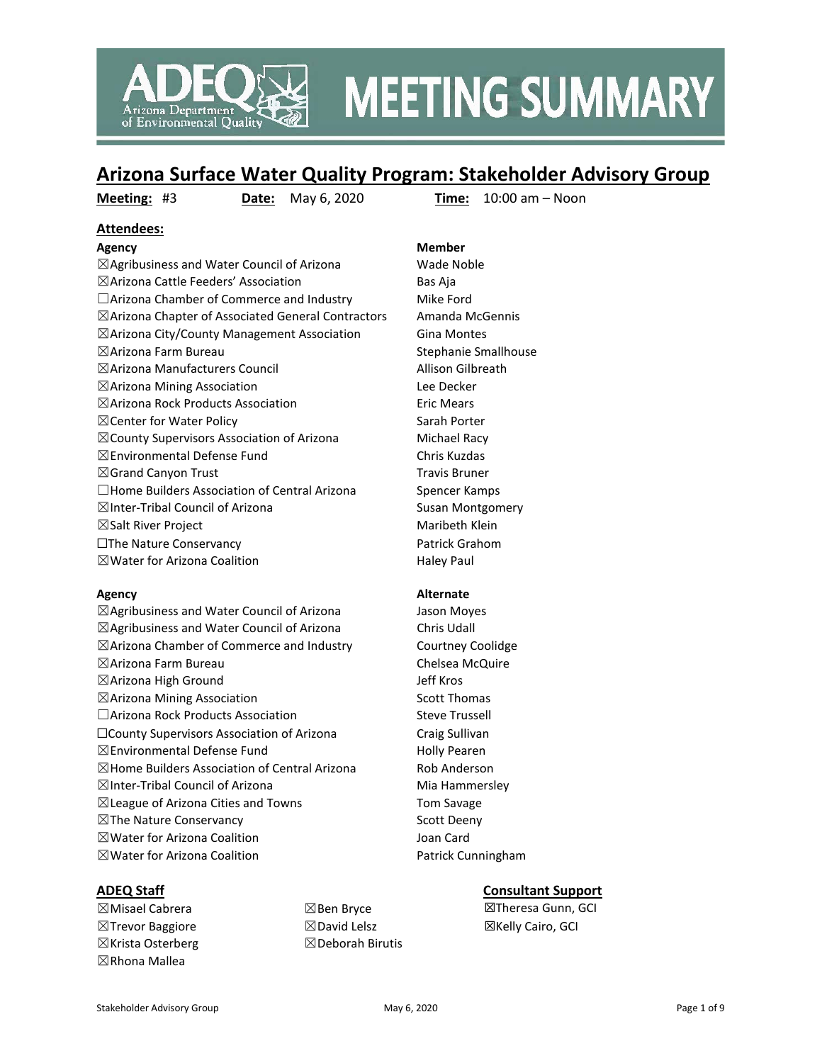# MEETING SUMMARY

## Arizona Surface Water Quality Program: Stakeholder Advisory Group

**Meeting:** #3 **Date:** May 6, 2020 **Time:** 10:00 am – Noon

### Attendees:

| Agency | Member |
| --- | --- |
| ☒Agribusiness and Water Council of Arizona | Wade Noble |
| ☒Arizona Cattle Feeders' Association | Bas Aja |
| ☐Arizona Chamber of Commerce and Industry | Mike Ford |
| ☒Arizona Chapter of Associated General Contractors | Amanda McGennis |
| ☒Arizona City/County Management Association | Gina Montes |
| ☒Arizona Farm Bureau | Stephanie Smallhouse |
| ☒Arizona Manufacturers Council | Allison Gilbreath |
| ☒Arizona Mining Association | Lee Decker |
| ☒Arizona Rock Products Association | Eric Mears |
| ☒Center for Water Policy | Sarah Porter |
| ☒County Supervisors Association of Arizona | Michael Racy |
| ☒Environmental Defense Fund | Chris Kuzdas |
| ☒Grand Canyon Trust | Travis Bruner |
| ☐Home Builders Association of Central Arizona | Spencer Kamps |
| ☒Inter-Tribal Council of Arizona | Susan Montgomery |
| ☒Salt River Project | Maribeth Klein |
| ☐The Nature Conservancy | Patrick Grahom |
| ☒Water for Arizona Coalition | Haley Paul |

| Agency | Alternate |
| --- | --- |
| ☒Agribusiness and Water Council of Arizona | Jason Moyes |
| ☒Agribusiness and Water Council of Arizona | Chris Udall |
| ☒Arizona Chamber of Commerce and Industry | Courtney Coolidge |
| ☒Arizona Farm Bureau | Chelsea McQuire |
| ☒Arizona High Ground | Jeff Kros |
| ☒Arizona Mining Association | Scott Thomas |
| ☐Arizona Rock Products Association | Steve Trussell |
| ☐County Supervisors Association of Arizona | Craig Sullivan |
| ☒Environmental Defense Fund | Holly Pearen |
| ☒Home Builders Association of Central Arizona | Rob Anderson |
| ☒Inter-Tribal Council of Arizona | Mia Hammersley |
| ☒League of Arizona Cities and Towns | Tom Savage |
| ☒The Nature Conservancy | Scott Deeny |
| ☒Water for Arizona Coalition | Joan Card |
| ☒Water for Arizona Coalition | Patrick Cunningham |

### ADEQ Staff

☒Misael Cabrera
☒Trevor Baggiore
☒Krista Osterberg
☒Rhona Mallea
☒Ben Bryce
☒David Lelsz
☒Deborah Birutis

### Consultant Support

☒Theresa Gunn, GCI
☒Kelly Cairo, GCI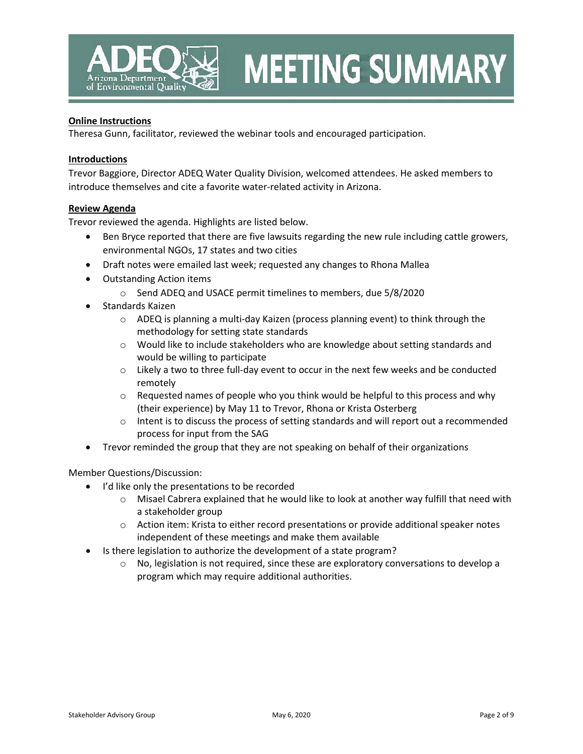**Online Instructions**

Theresa Gunn, facilitator, reviewed the webinar tools and encouraged participation.

**Introductions**

Trevor Baggiore, Director ADEQ Water Quality Division, welcomed attendees. He asked members to introduce themselves and cite a favorite water-related activity in Arizona.

**Review Agenda**

Trevor reviewed the agenda. Highlights are listed below.

- Ben Bryce reported that there are five lawsuits regarding the new rule including cattle growers, environmental NGOs, 17 states and two cities
- Draft notes were emailed last week; requested any changes to Rhona Mallea
- Outstanding Action items
  - Send ADEQ and USACE permit timelines to members, due 5/8/2020
- Standards Kaizen
  - ADEQ is planning a multi-day Kaizen (process planning event) to think through the methodology for setting state standards
  - Would like to include stakeholders who are knowledge about setting standards and would be willing to participate
  - Likely a two to three full-day event to occur in the next few weeks and be conducted remotely
  - Requested names of people who you think would be helpful to this process and why (their experience) by May 11 to Trevor, Rhona or Krista Osterberg
  - Intent is to discuss the process of setting standards and will report out a recommended process for input from the SAG
- Trevor reminded the group that they are not speaking on behalf of their organizations

Member Questions/Discussion:

- I'd like only the presentations to be recorded
  - Misael Cabrera explained that he would like to look at another way fulfill that need with a stakeholder group
  - Action item: Krista to either record presentations or provide additional speaker notes independent of these meetings and make them available
- Is there legislation to authorize the development of a state program?
  - No, legislation is not required, since these are exploratory conversations to develop a program which may require additional authorities.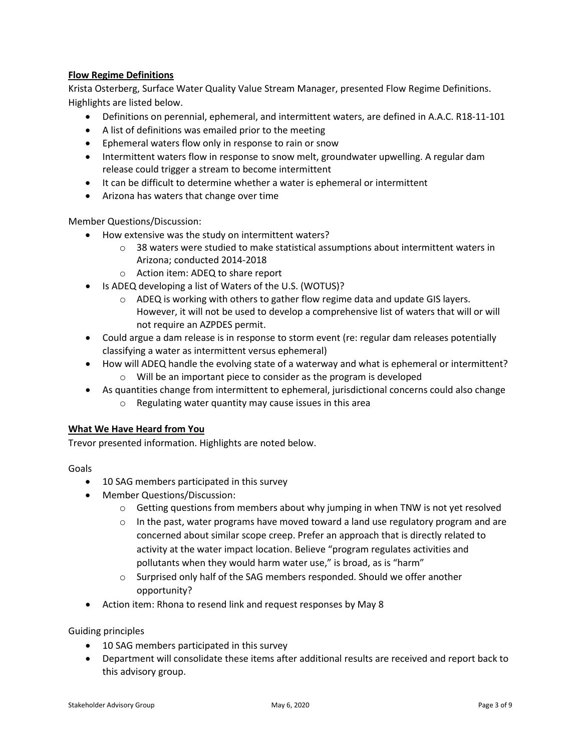## Flow Regime Definitions

Krista Osterberg, Surface Water Quality Value Stream Manager, presented Flow Regime Definitions. Highlights are listed below.

- Definitions on perennial, ephemeral, and intermittent waters, are defined in A.A.C. R18-11-101
- A list of definitions was emailed prior to the meeting
- Ephemeral waters flow only in response to rain or snow
- Intermittent waters flow in response to snow melt, groundwater upwelling. A regular dam release could trigger a stream to become intermittent
- It can be difficult to determine whether a water is ephemeral or intermittent
- Arizona has waters that change over time

Member Questions/Discussion:

- How extensive was the study on intermittent waters?
    - 38 waters were studied to make statistical assumptions about intermittent waters in Arizona; conducted 2014-2018
    - Action item: ADEQ to share report
- Is ADEQ developing a list of Waters of the U.S. (WOTUS)?
    - ADEQ is working with others to gather flow regime data and update GIS layers. However, it will not be used to develop a comprehensive list of waters that will or will not require an AZPDES permit.
- Could argue a dam release is in response to storm event (re: regular dam releases potentially classifying a water as intermittent versus ephemeral)
- How will ADEQ handle the evolving state of a waterway and what is ephemeral or intermittent?
    - Will be an important piece to consider as the program is developed
- As quantities change from intermittent to ephemeral, jurisdictional concerns could also change
    - Regulating water quantity may cause issues in this area

## What We Have Heard from You

Trevor presented information. Highlights are noted below.

Goals

- 10 SAG members participated in this survey
- Member Questions/Discussion:
    - Getting questions from members about why jumping in when TNW is not yet resolved
    - In the past, water programs have moved toward a land use regulatory program and are concerned about similar scope creep. Prefer an approach that is directly related to activity at the water impact location. Believe "program regulates activities and pollutants when they would harm water use," is broad, as is "harm"
    - Surprised only half of the SAG members responded. Should we offer another opportunity?
- Action item: Rhona to resend link and request responses by May 8

Guiding principles

- 10 SAG members participated in this survey
- Department will consolidate these items after additional results are received and report back to this advisory group.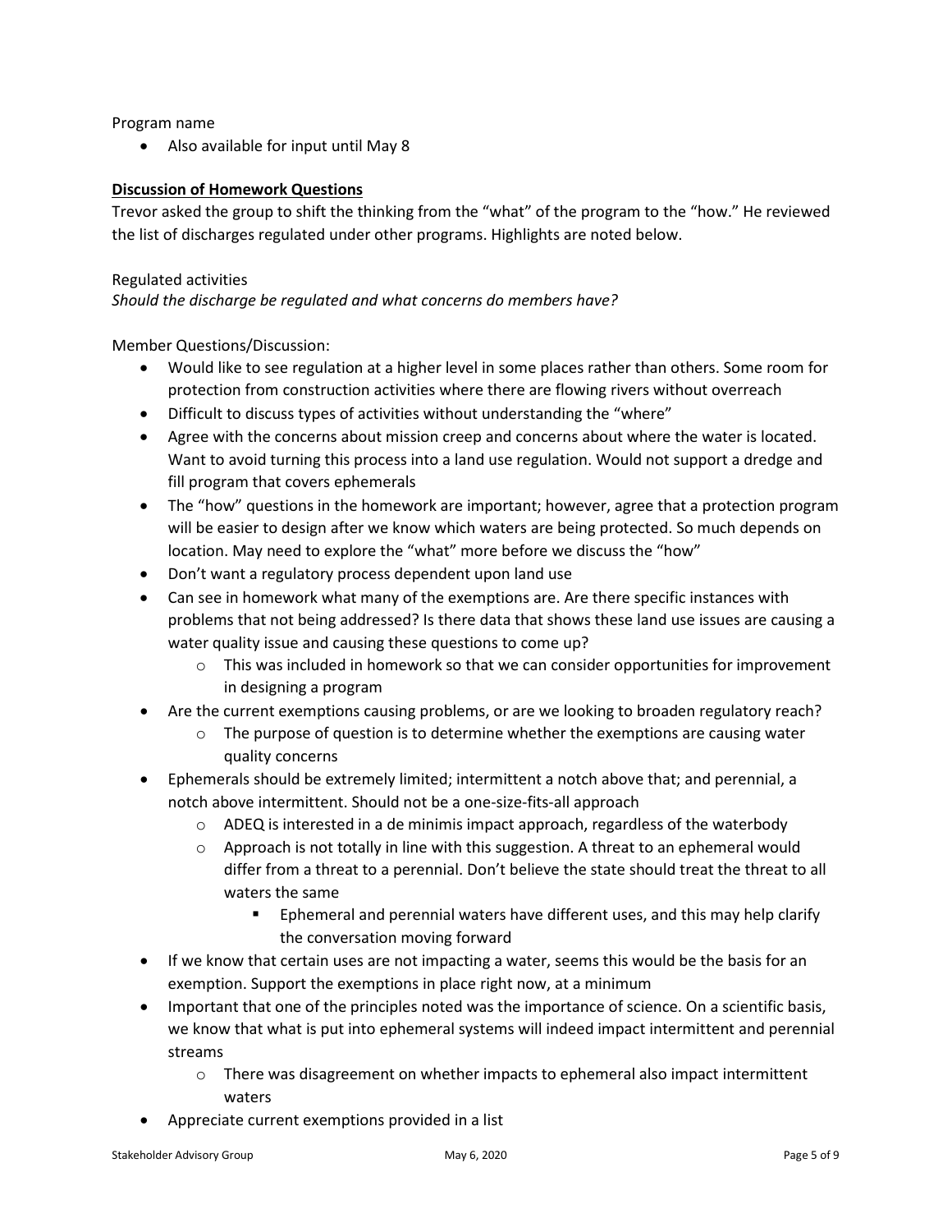Program name

- Also available for input until May 8

**Discussion of Homework Questions**

Trevor asked the group to shift the thinking from the "what" of the program to the "how." He reviewed the list of discharges regulated under other programs. Highlights are noted below.

Regulated activities

*Should the discharge be regulated and what concerns do members have?*

Member Questions/Discussion:

- Would like to see regulation at a higher level in some places rather than others. Some room for protection from construction activities where there are flowing rivers without overreach
- Difficult to discuss types of activities without understanding the "where"
- Agree with the concerns about mission creep and concerns about where the water is located. Want to avoid turning this process into a land use regulation. Would not support a dredge and fill program that covers ephemerals
- The "how" questions in the homework are important; however, agree that a protection program will be easier to design after we know which waters are being protected. So much depends on location. May need to explore the "what" more before we discuss the "how"
- Don't want a regulatory process dependent upon land use
- Can see in homework what many of the exemptions are. Are there specific instances with problems that not being addressed? Is there data that shows these land use issues are causing a water quality issue and causing these questions to come up?
    - This was included in homework so that we can consider opportunities for improvement in designing a program
- Are the current exemptions causing problems, or are we looking to broaden regulatory reach?
    - The purpose of question is to determine whether the exemptions are causing water quality concerns
- Ephemerals should be extremely limited; intermittent a notch above that; and perennial, a notch above intermittent. Should not be a one-size-fits-all approach
    - ADEQ is interested in a de minimis impact approach, regardless of the waterbody
    - Approach is not totally in line with this suggestion. A threat to an ephemeral would differ from a threat to a perennial. Don't believe the state should treat the threat to all waters the same
        - Ephemeral and perennial waters have different uses, and this may help clarify the conversation moving forward
- If we know that certain uses are not impacting a water, seems this would be the basis for an exemption. Support the exemptions in place right now, at a minimum
- Important that one of the principles noted was the importance of science. On a scientific basis, we know that what is put into ephemeral systems will indeed impact intermittent and perennial streams
    - There was disagreement on whether impacts to ephemeral also impact intermittent waters
- Appreciate current exemptions provided in a list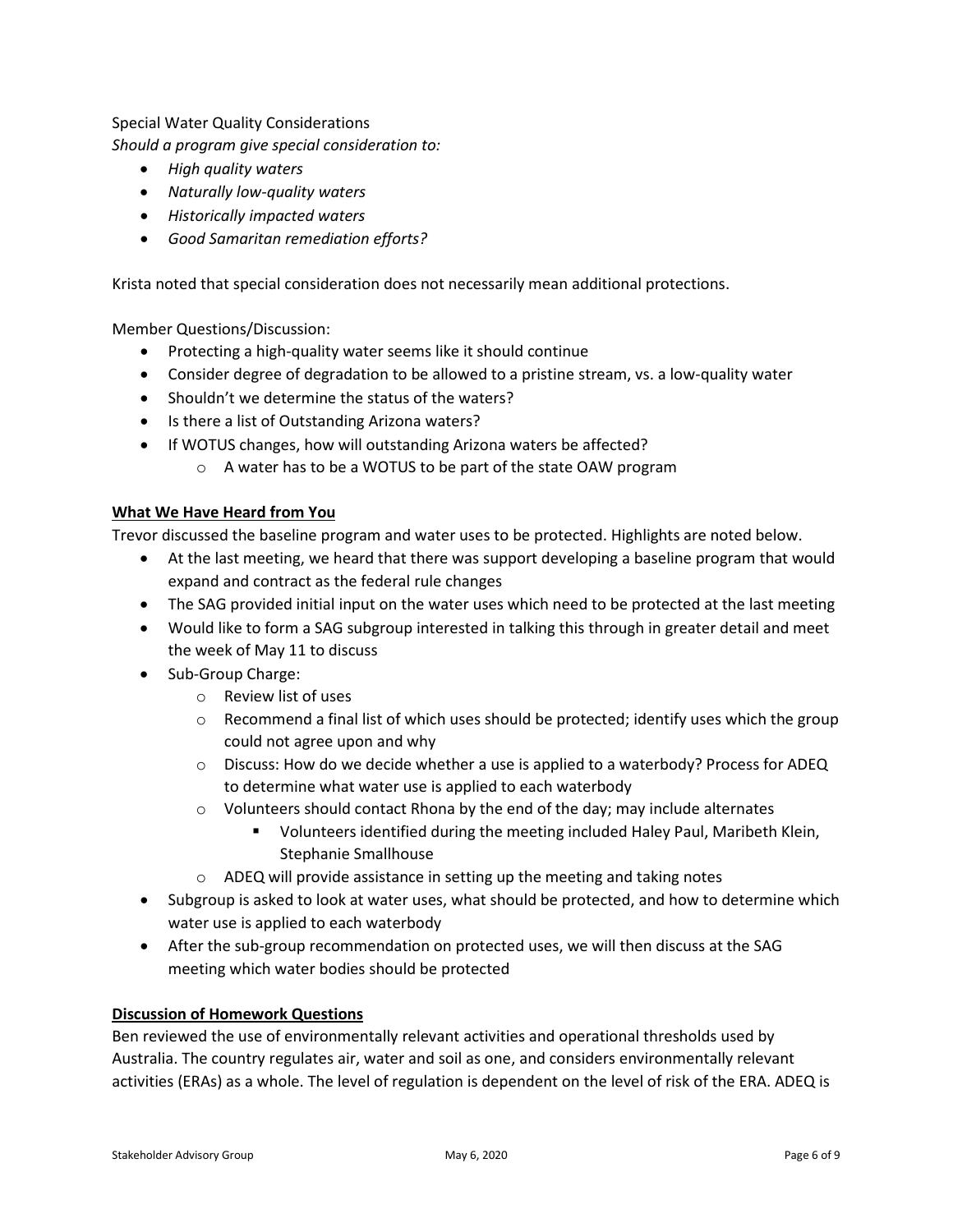Special Water Quality Considerations

*Should a program give special consideration to:*

- *High quality waters*
- *Naturally low-quality waters*
- *Historically impacted waters*
- *Good Samaritan remediation efforts?*

Krista noted that special consideration does not necessarily mean additional protections.

Member Questions/Discussion:

- Protecting a high-quality water seems like it should continue
- Consider degree of degradation to be allowed to a pristine stream, vs. a low-quality water
- Shouldn't we determine the status of the waters?
- Is there a list of Outstanding Arizona waters?
- If WOTUS changes, how will outstanding Arizona waters be affected?
  - A water has to be a WOTUS to be part of the state OAW program

**What We Have Heard from You**

Trevor discussed the baseline program and water uses to be protected. Highlights are noted below.

- At the last meeting, we heard that there was support developing a baseline program that would expand and contract as the federal rule changes
- The SAG provided initial input on the water uses which need to be protected at the last meeting
- Would like to form a SAG subgroup interested in talking this through in greater detail and meet the week of May 11 to discuss
- Sub-Group Charge:
  - Review list of uses
  - Recommend a final list of which uses should be protected; identify uses which the group could not agree upon and why
  - Discuss: How do we decide whether a use is applied to a waterbody? Process for ADEQ to determine what water use is applied to each waterbody
  - Volunteers should contact Rhona by the end of the day; may include alternates
    - Volunteers identified during the meeting included Haley Paul, Maribeth Klein, Stephanie Smallhouse
  - ADEQ will provide assistance in setting up the meeting and taking notes
- Subgroup is asked to look at water uses, what should be protected, and how to determine which water use is applied to each waterbody
- After the sub-group recommendation on protected uses, we will then discuss at the SAG meeting which water bodies should be protected

**Discussion of Homework Questions**

Ben reviewed the use of environmentally relevant activities and operational thresholds used by Australia. The country regulates air, water and soil as one, and considers environmentally relevant activities (ERAs) as a whole. The level of regulation is dependent on the level of risk of the ERA. ADEQ is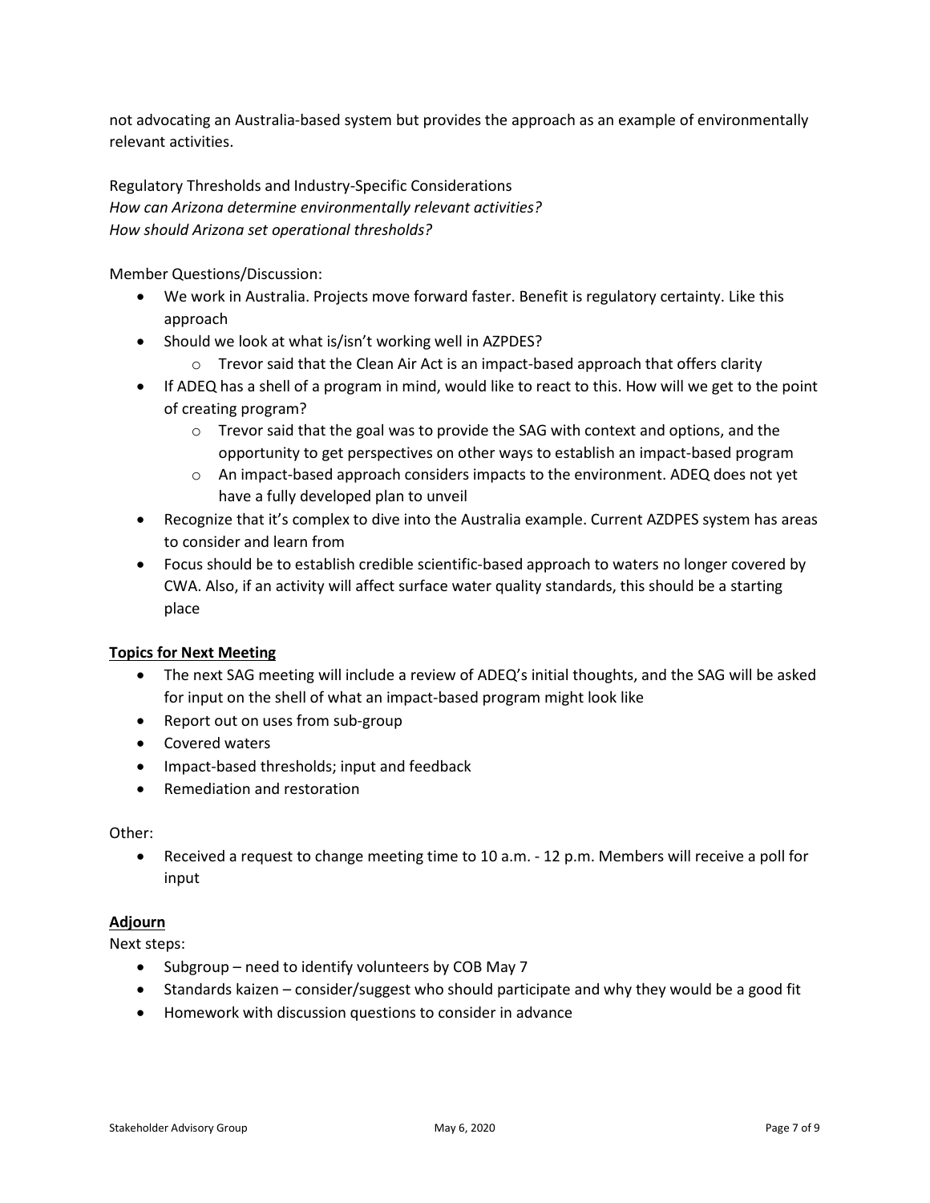not advocating an Australia-based system but provides the approach as an example of environmentally relevant activities.

Regulatory Thresholds and Industry-Specific Considerations
*How can Arizona determine environmentally relevant activities?*
*How should Arizona set operational thresholds?*

Member Questions/Discussion:

- We work in Australia. Projects move forward faster. Benefit is regulatory certainty. Like this approach
- Should we look at what is/isn't working well in AZPDES?
  - Trevor said that the Clean Air Act is an impact-based approach that offers clarity
- If ADEQ has a shell of a program in mind, would like to react to this. How will we get to the point of creating program?
  - Trevor said that the goal was to provide the SAG with context and options, and the opportunity to get perspectives on other ways to establish an impact-based program
  - An impact-based approach considers impacts to the environment. ADEQ does not yet have a fully developed plan to unveil
- Recognize that it's complex to dive into the Australia example. Current AZDPES system has areas to consider and learn from
- Focus should be to establish credible scientific-based approach to waters no longer covered by CWA. Also, if an activity will affect surface water quality standards, this should be a starting place

## Topics for Next Meeting

- The next SAG meeting will include a review of ADEQ's initial thoughts, and the SAG will be asked for input on the shell of what an impact-based program might look like
- Report out on uses from sub-group
- Covered waters
- Impact-based thresholds; input and feedback
- Remediation and restoration

Other:

- Received a request to change meeting time to 10 a.m. - 12 p.m. Members will receive a poll for input

## Adjourn

Next steps:

- Subgroup – need to identify volunteers by COB May 7
- Standards kaizen – consider/suggest who should participate and why they would be a good fit
- Homework with discussion questions to consider in advance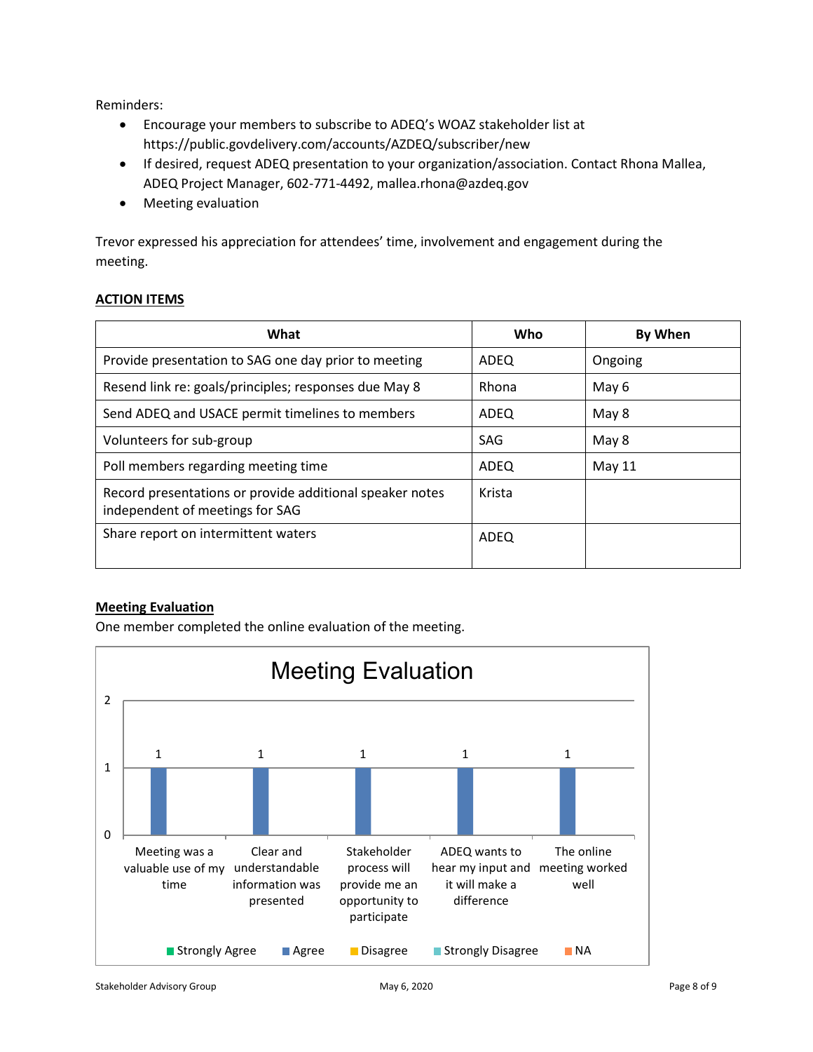Reminders:

- Encourage your members to subscribe to ADEQ's WOAZ stakeholder list at https://public.govdelivery.com/accounts/AZDEQ/subscriber/new
- If desired, request ADEQ presentation to your organization/association. Contact Rhona Mallea, ADEQ Project Manager, 602-771-4492, mallea.rhona@azdeq.gov
- Meeting evaluation

Trevor expressed his appreciation for attendees' time, involvement and engagement during the meeting.

## ACTION ITEMS

| What | Who | By When |
|---|---|---|
| Provide presentation to SAG one day prior to meeting | ADEQ | Ongoing |
| Resend link re: goals/principles; responses due May 8 | Rhona | May 6 |
| Send ADEQ and USACE permit timelines to members | ADEQ | May 8 |
| Volunteers for sub-group | SAG | May 8 |
| Poll members regarding meeting time | ADEQ | May 11 |
| Record presentations or provide additional speaker notes independent of meetings for SAG | Krista | |
| Share report on intermittent waters | ADEQ | |

## Meeting Evaluation

One member completed the online evaluation of the meeting.

**Meeting Evaluation**

| | Strongly Agree | Agree | Disagree | Strongly Disagree | NA |
|---|---|---|---|---|---|
| Meeting was a valuable use of my time | | 1 | | | |
| Clear and understandable information was presented | | 1 | | | |
| Stakeholder process will provide me an opportunity to participate | | 1 | | | |
| ADEQ wants to hear my input and it will make a difference | | 1 | | | |
| The online meeting worked well | | 1 | | | |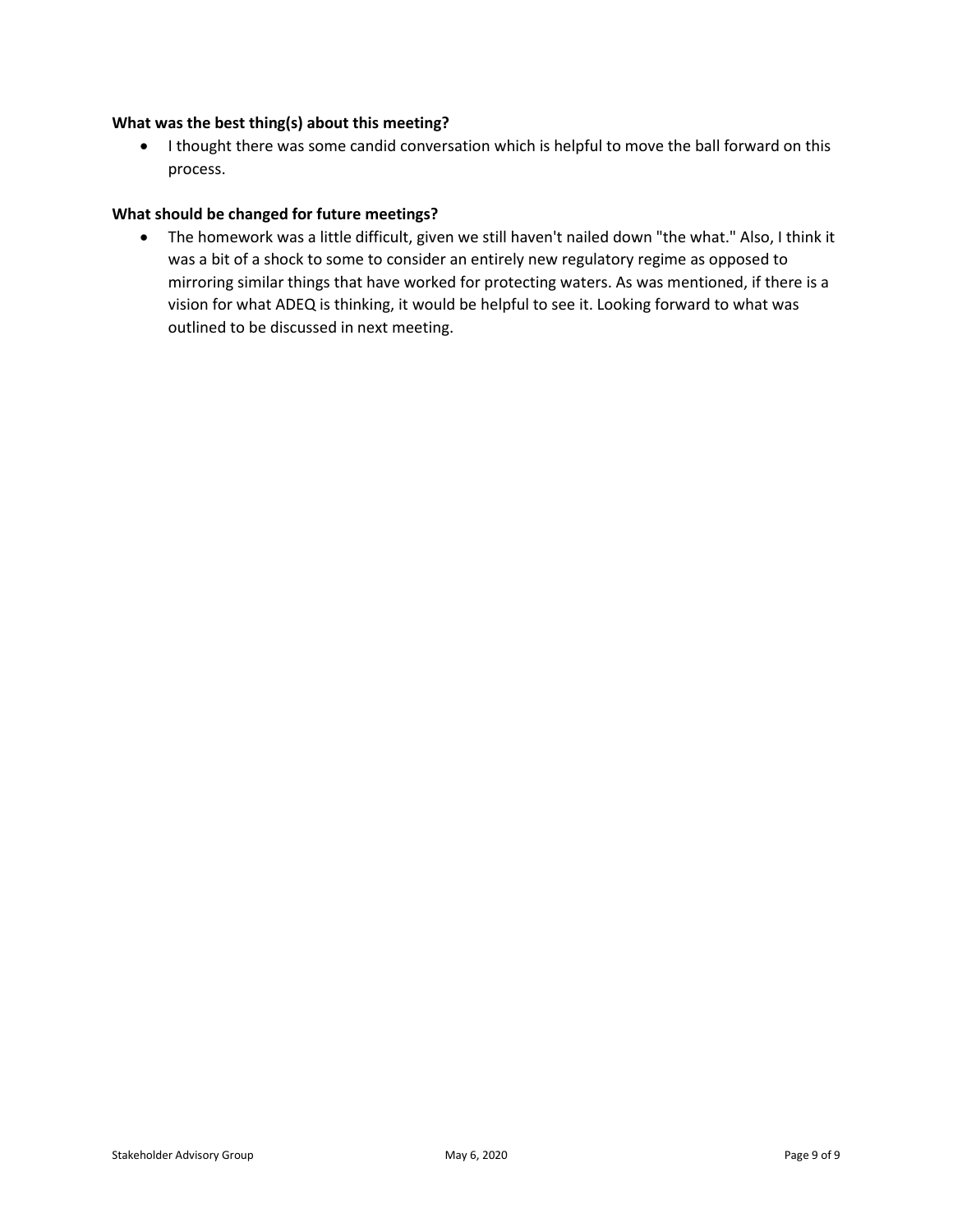**What was the best thing(s) about this meeting?**

- I thought there was some candid conversation which is helpful to move the ball forward on this process.

**What should be changed for future meetings?**

- The homework was a little difficult, given we still haven't nailed down "the what." Also, I think it was a bit of a shock to some to consider an entirely new regulatory regime as opposed to mirroring similar things that have worked for protecting waters. As was mentioned, if there is a vision for what ADEQ is thinking, it would be helpful to see it. Looking forward to what was outlined to be discussed in next meeting.